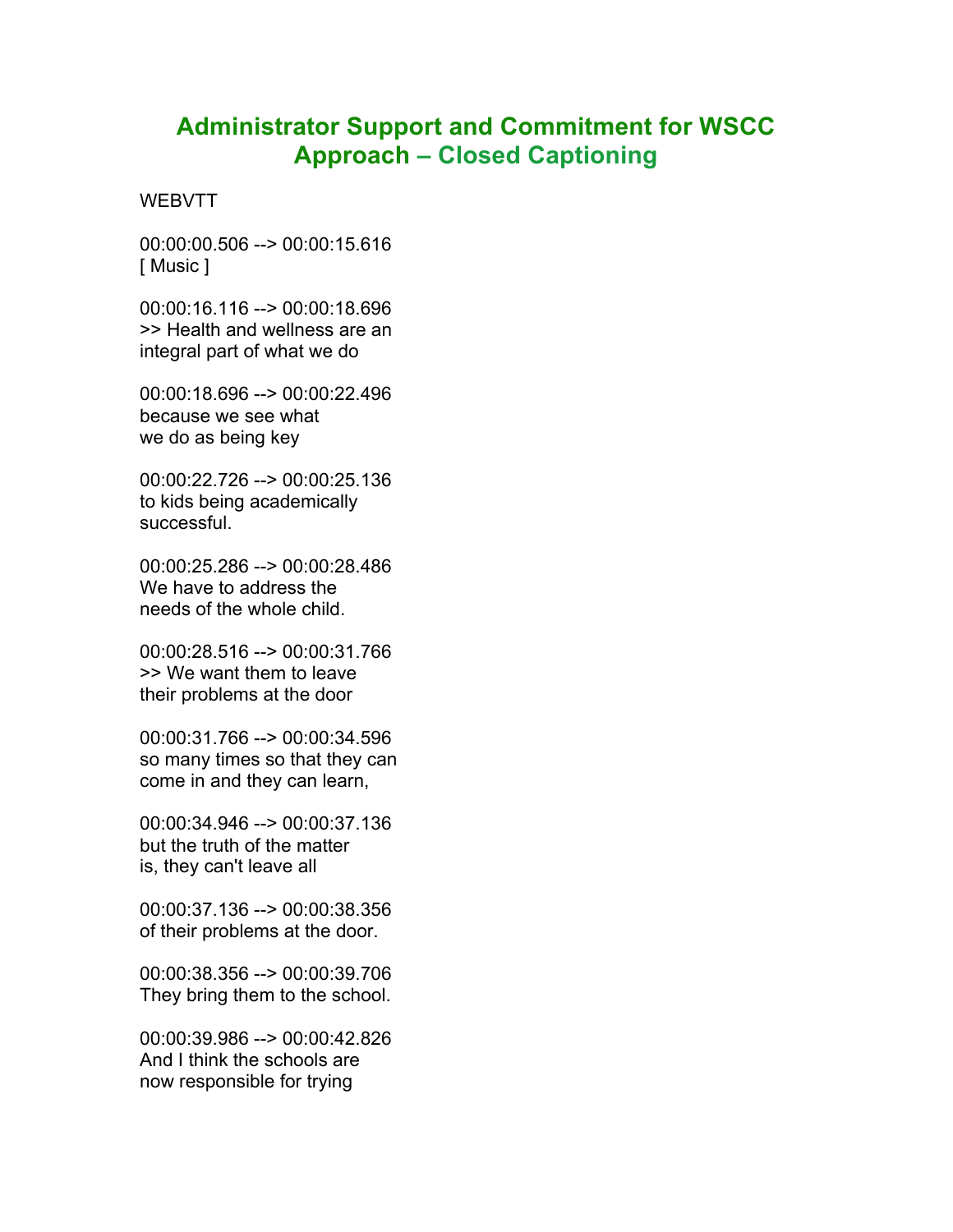# Administrator Support and Commitment for WSCC Approach – Closed Captioning

WEBVTT

00:00:00.506 --> 00:00:15.616
[ Music ]

00:00:16.116 --> 00:00:18.696
>> Health and wellness are an
integral part of what we do

00:00:18.696 --> 00:00:22.496
because we see what
we do as being key

00:00:22.726 --> 00:00:25.136
to kids being academically
successful.

00:00:25.286 --> 00:00:28.486
We have to address the
needs of the whole child.

00:00:28.516 --> 00:00:31.766
>> We want them to leave
their problems at the door

00:00:31.766 --> 00:00:34.596
so many times so that they can
come in and they can learn,

00:00:34.946 --> 00:00:37.136
but the truth of the matter
is, they can't leave all

00:00:37.136 --> 00:00:38.356
of their problems at the door.

00:00:38.356 --> 00:00:39.706
They bring them to the school.

00:00:39.986 --> 00:00:42.826
And I think the schools are
now responsible for trying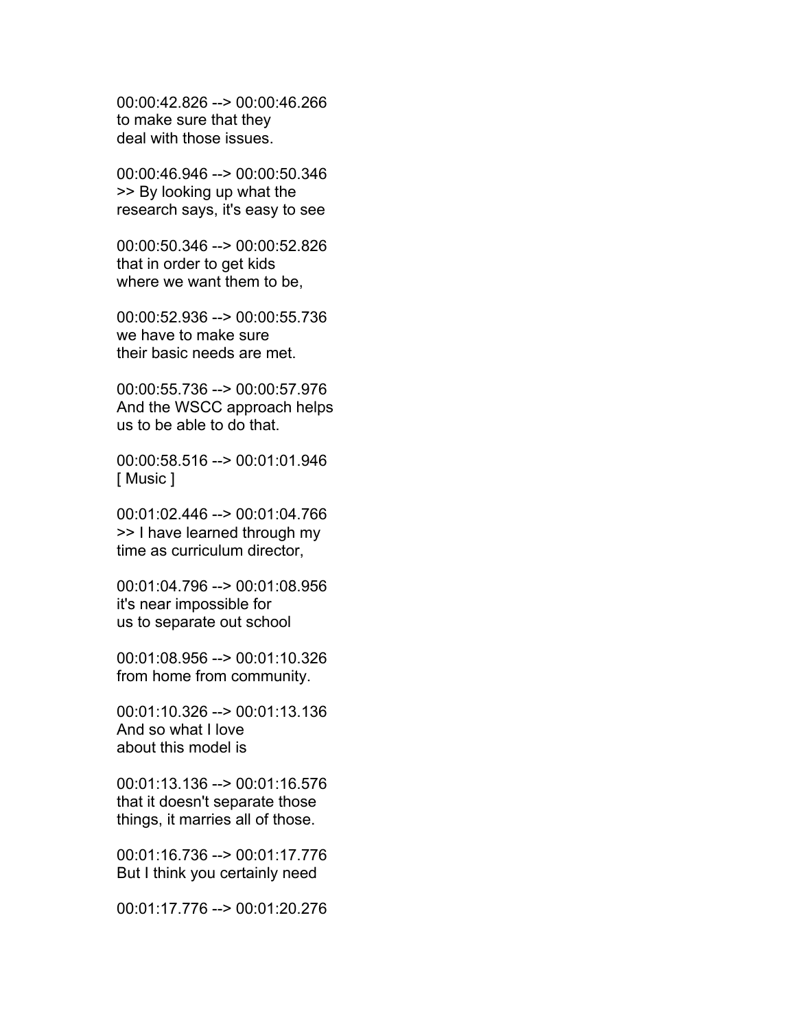00:00:42.826 --> 00:00:46.266
to make sure that they
deal with those issues.

00:00:46.946 --> 00:00:50.346
>> By looking up what the
research says, it's easy to see

00:00:50.346 --> 00:00:52.826
that in order to get kids
where we want them to be,

00:00:52.936 --> 00:00:55.736
we have to make sure
their basic needs are met.

00:00:55.736 --> 00:00:57.976
And the WSCC approach helps
us to be able to do that.

00:00:58.516 --> 00:01:01.946
[ Music ]

00:01:02.446 --> 00:01:04.766
>> I have learned through my
time as curriculum director,

00:01:04.796 --> 00:01:08.956
it's near impossible for
us to separate out school

00:01:08.956 --> 00:01:10.326
from home from community.

00:01:10.326 --> 00:01:13.136
And so what I love
about this model is

00:01:13.136 --> 00:01:16.576
that it doesn't separate those
things, it marries all of those.

00:01:16.736 --> 00:01:17.776
But I think you certainly need

00:01:17.776 --> 00:01:20.276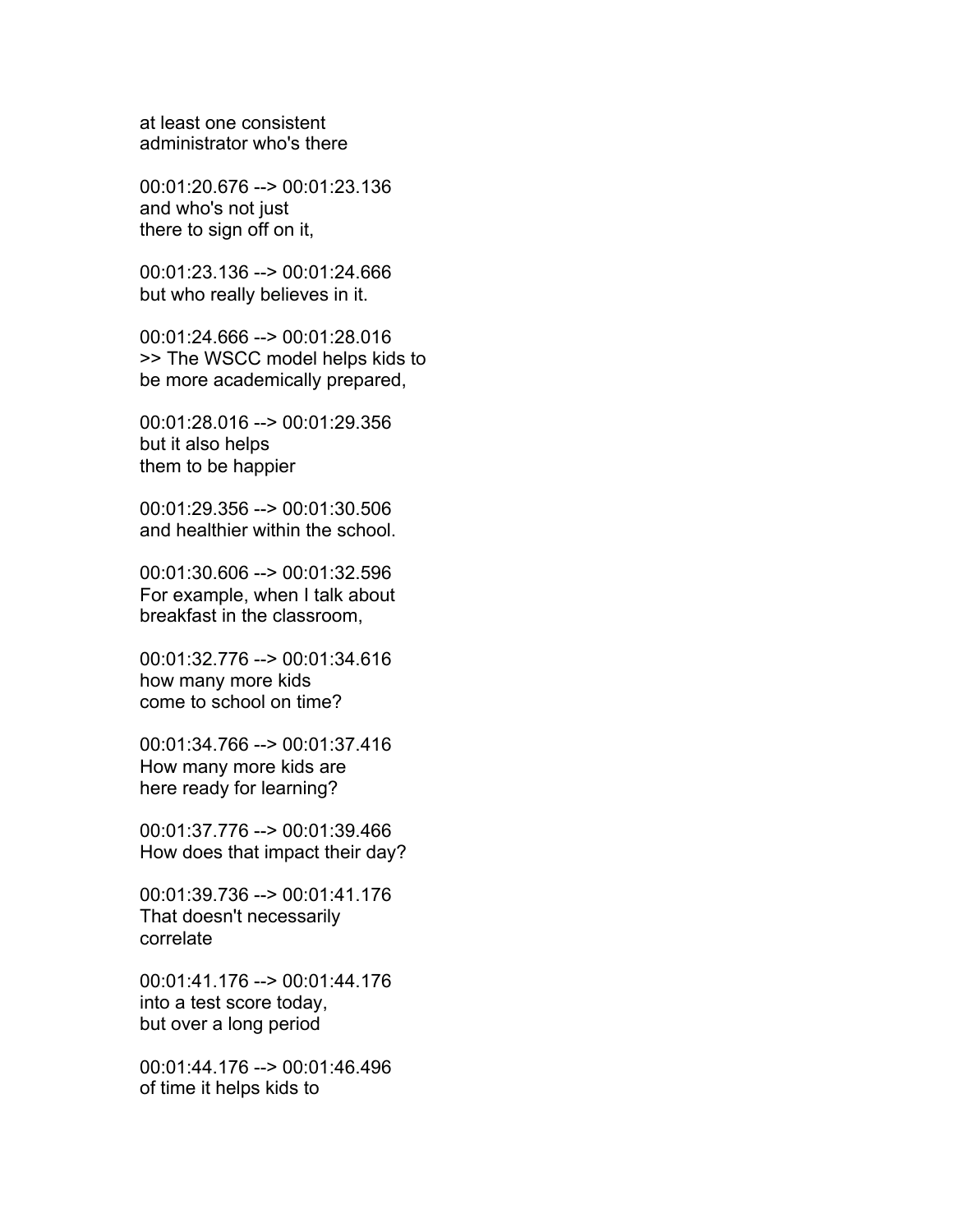at least one consistent
administrator who's there

00:01:20.676 --> 00:01:23.136
and who's not just
there to sign off on it,

00:01:23.136 --> 00:01:24.666
but who really believes in it.

00:01:24.666 --> 00:01:28.016
>> The WSCC model helps kids to
be more academically prepared,

00:01:28.016 --> 00:01:29.356
but it also helps
them to be happier

00:01:29.356 --> 00:01:30.506
and healthier within the school.

00:01:30.606 --> 00:01:32.596
For example, when I talk about
breakfast in the classroom,

00:01:32.776 --> 00:01:34.616
how many more kids
come to school on time?

00:01:34.766 --> 00:01:37.416
How many more kids are
here ready for learning?

00:01:37.776 --> 00:01:39.466
How does that impact their day?

00:01:39.736 --> 00:01:41.176
That doesn't necessarily
correlate

00:01:41.176 --> 00:01:44.176
into a test score today,
but over a long period

00:01:44.176 --> 00:01:46.496
of time it helps kids to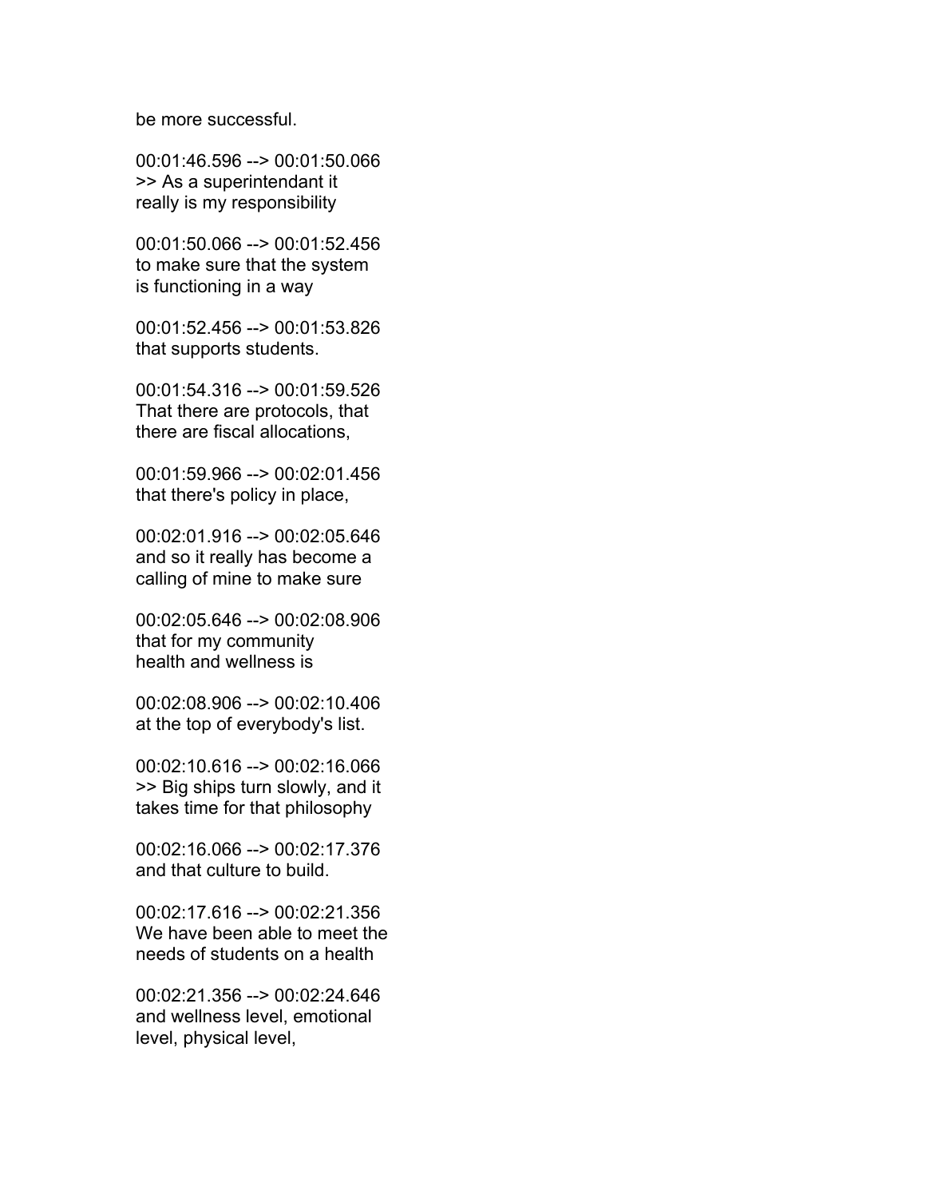be more successful.

00:01:46.596 --> 00:01:50.066
>> As a superintendant it
really is my responsibility

00:01:50.066 --> 00:01:52.456
to make sure that the system
is functioning in a way

00:01:52.456 --> 00:01:53.826
that supports students.

00:01:54.316 --> 00:01:59.526
That there are protocols, that
there are fiscal allocations,

00:01:59.966 --> 00:02:01.456
that there's policy in place,

00:02:01.916 --> 00:02:05.646
and so it really has become a
calling of mine to make sure

00:02:05.646 --> 00:02:08.906
that for my community
health and wellness is

00:02:08.906 --> 00:02:10.406
at the top of everybody's list.

00:02:10.616 --> 00:02:16.066
>> Big ships turn slowly, and it
takes time for that philosophy

00:02:16.066 --> 00:02:17.376
and that culture to build.

00:02:17.616 --> 00:02:21.356
We have been able to meet the
needs of students on a health

00:02:21.356 --> 00:02:24.646
and wellness level, emotional
level, physical level,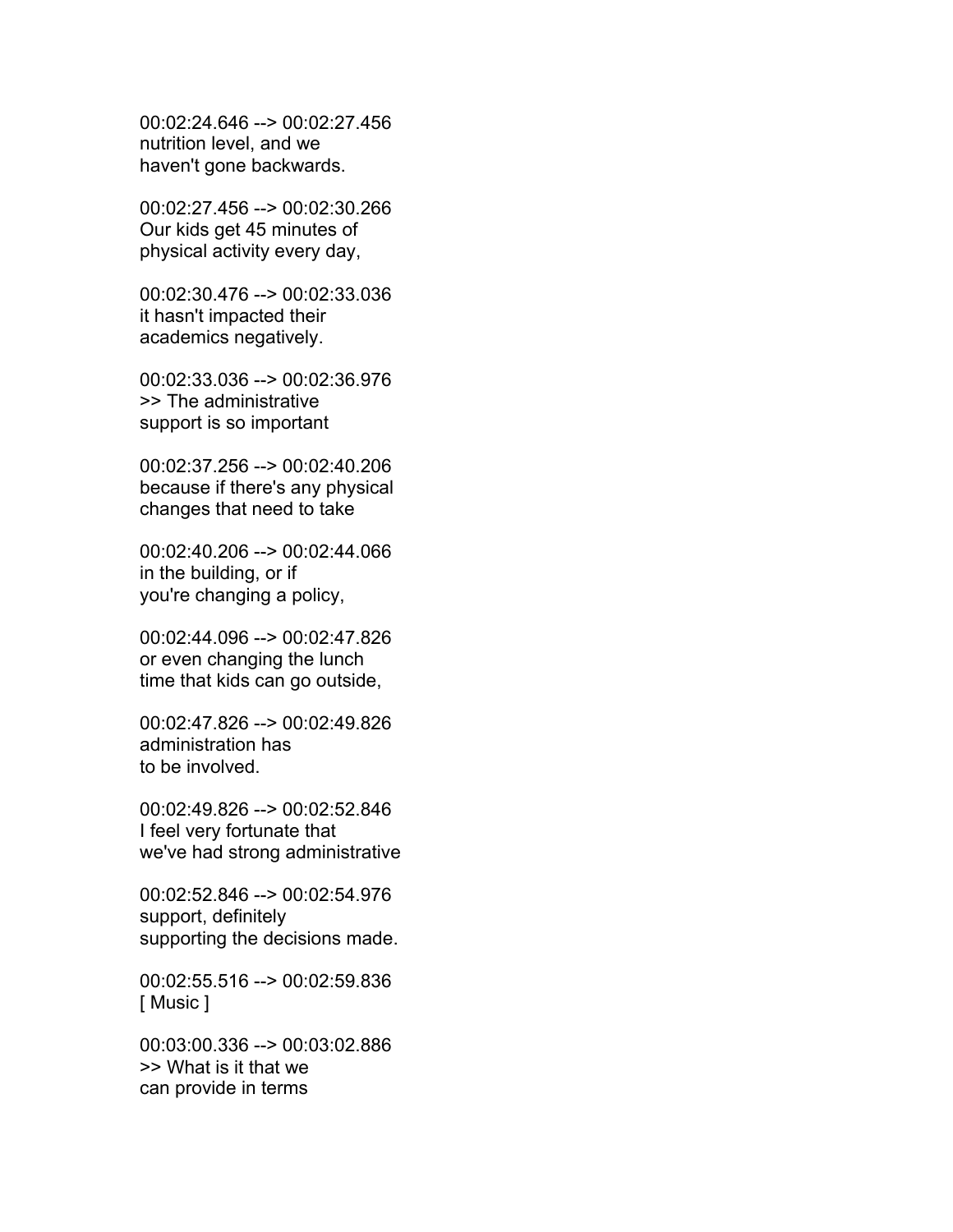00:02:24.646 --> 00:02:27.456
nutrition level, and we
haven't gone backwards.

00:02:27.456 --> 00:02:30.266
Our kids get 45 minutes of
physical activity every day,

00:02:30.476 --> 00:02:33.036
it hasn't impacted their
academics negatively.

00:02:33.036 --> 00:02:36.976
>> The administrative
support is so important

00:02:37.256 --> 00:02:40.206
because if there's any physical
changes that need to take

00:02:40.206 --> 00:02:44.066
in the building, or if
you're changing a policy,

00:02:44.096 --> 00:02:47.826
or even changing the lunch
time that kids can go outside,

00:02:47.826 --> 00:02:49.826
administration has
to be involved.

00:02:49.826 --> 00:02:52.846
I feel very fortunate that
we've had strong administrative

00:02:52.846 --> 00:02:54.976
support, definitely
supporting the decisions made.

00:02:55.516 --> 00:02:59.836
[ Music ]

00:03:00.336 --> 00:03:02.886
>> What is it that we
can provide in terms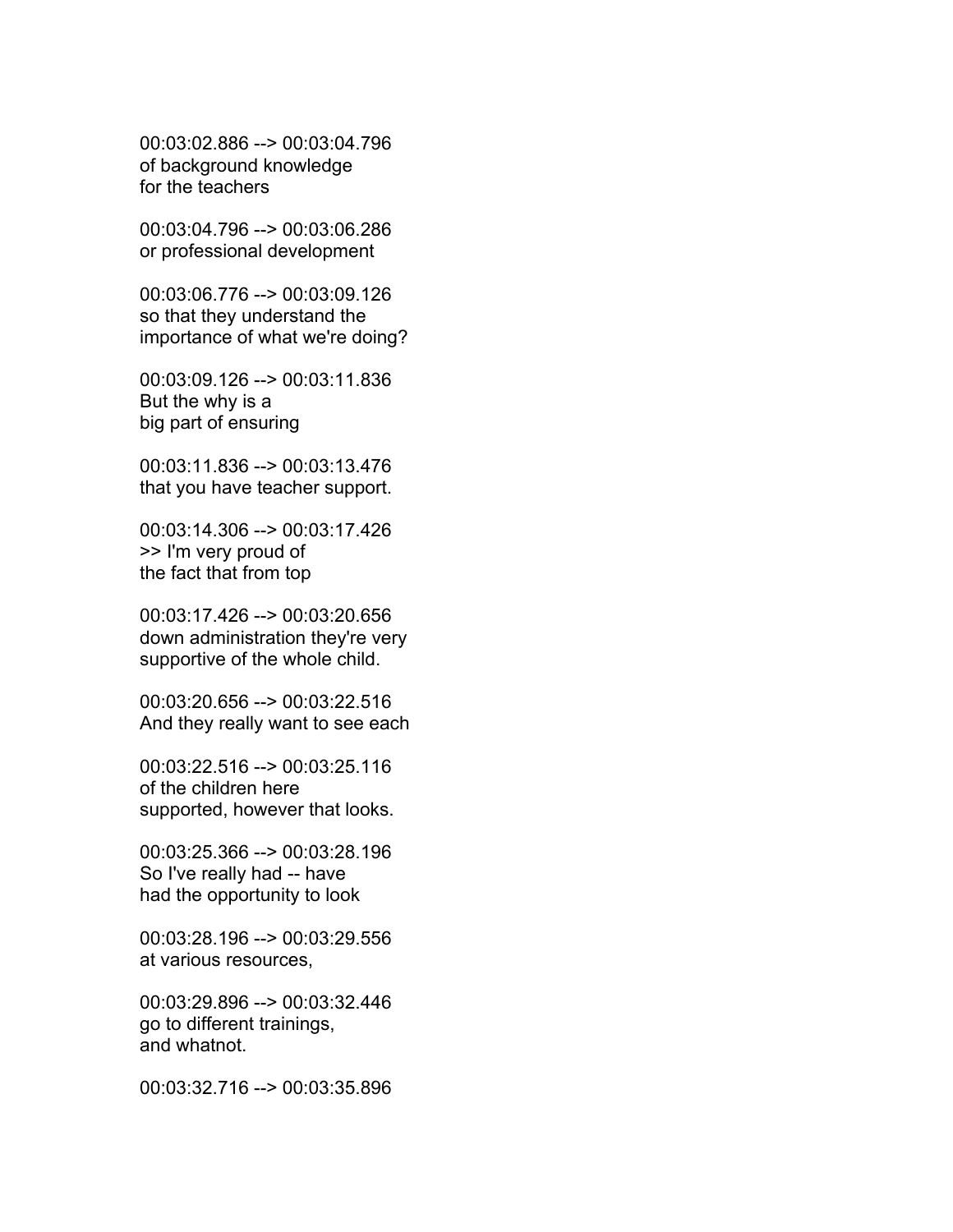00:03:02.886 --> 00:03:04.796
of background knowledge
for the teachers

00:03:04.796 --> 00:03:06.286
or professional development

00:03:06.776 --> 00:03:09.126
so that they understand the
importance of what we're doing?

00:03:09.126 --> 00:03:11.836
But the why is a
big part of ensuring

00:03:11.836 --> 00:03:13.476
that you have teacher support.

00:03:14.306 --> 00:03:17.426
>> I'm very proud of
the fact that from top

00:03:17.426 --> 00:03:20.656
down administration they're very
supportive of the whole child.

00:03:20.656 --> 00:03:22.516
And they really want to see each

00:03:22.516 --> 00:03:25.116
of the children here
supported, however that looks.

00:03:25.366 --> 00:03:28.196
So I've really had -- have
had the opportunity to look

00:03:28.196 --> 00:03:29.556
at various resources,

00:03:29.896 --> 00:03:32.446
go to different trainings,
and whatnot.

00:03:32.716 --> 00:03:35.896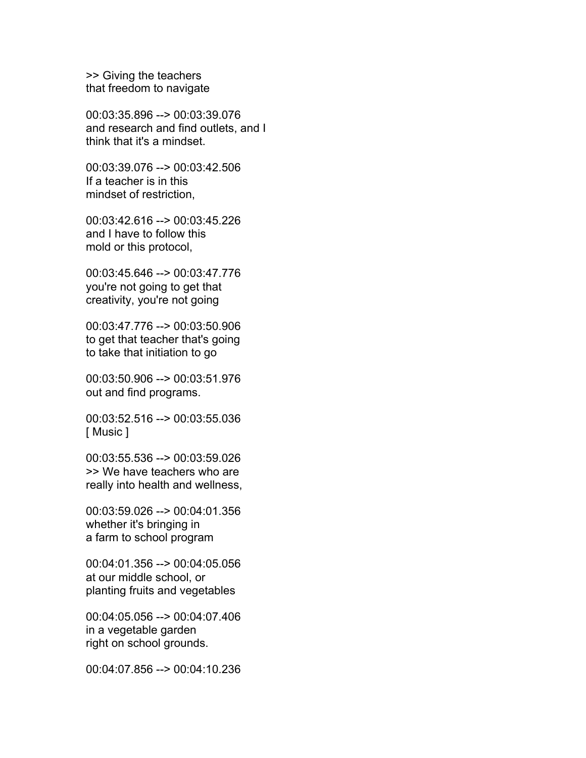>> Giving the teachers
that freedom to navigate

00:03:35.896 --> 00:03:39.076
and research and find outlets, and I
think that it's a mindset.

00:03:39.076 --> 00:03:42.506
If a teacher is in this
mindset of restriction,

00:03:42.616 --> 00:03:45.226
and I have to follow this
mold or this protocol,

00:03:45.646 --> 00:03:47.776
you're not going to get that
creativity, you're not going

00:03:47.776 --> 00:03:50.906
to get that teacher that's going
to take that initiation to go

00:03:50.906 --> 00:03:51.976
out and find programs.

00:03:52.516 --> 00:03:55.036
[ Music ]

00:03:55.536 --> 00:03:59.026
>> We have teachers who are
really into health and wellness,

00:03:59.026 --> 00:04:01.356
whether it's bringing in
a farm to school program

00:04:01.356 --> 00:04:05.056
at our middle school, or
planting fruits and vegetables

00:04:05.056 --> 00:04:07.406
in a vegetable garden
right on school grounds.

00:04:07.856 --> 00:04:10.236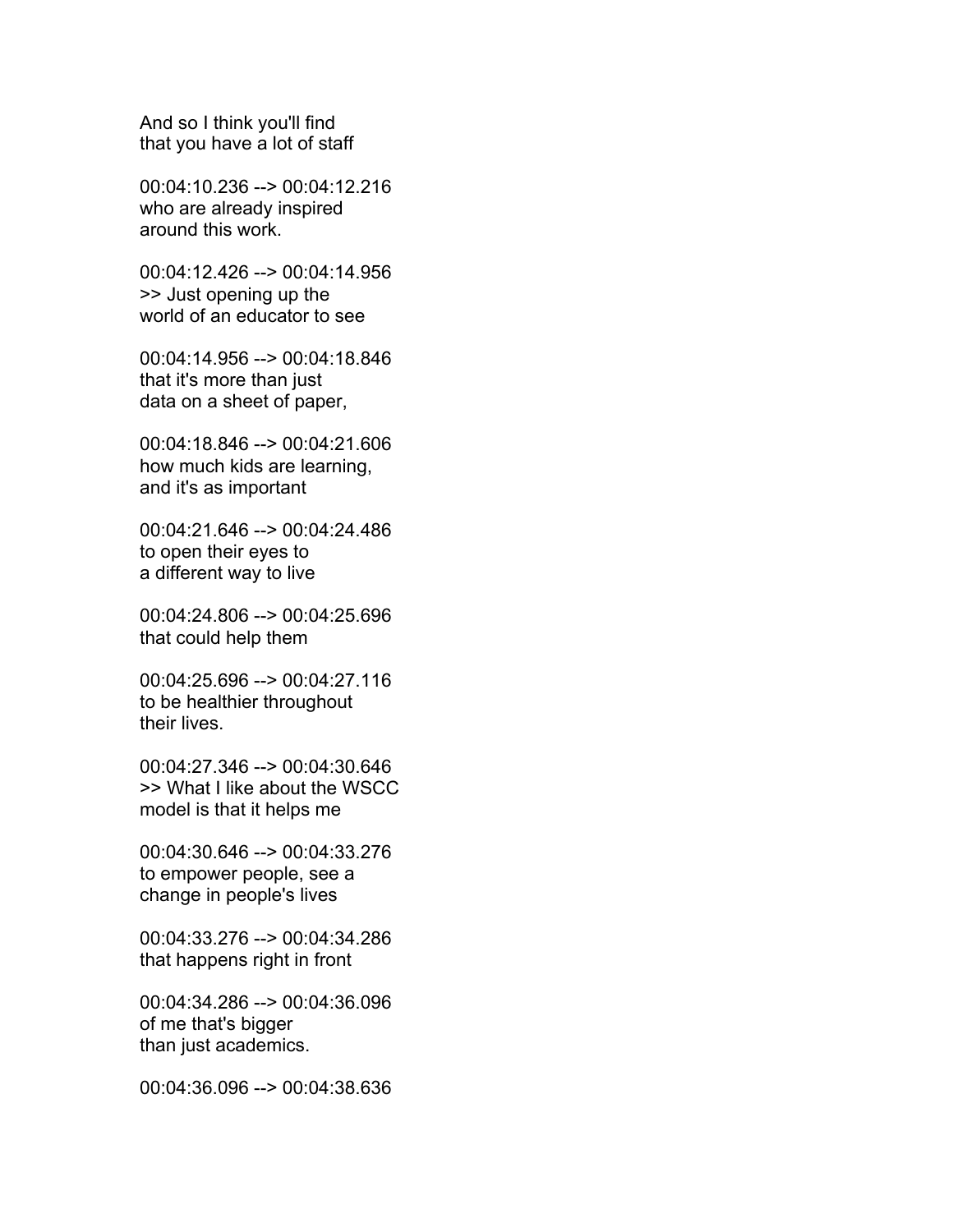And so I think you'll find
that you have a lot of staff

00:04:10.236 --> 00:04:12.216
who are already inspired
around this work.

00:04:12.426 --> 00:04:14.956
>> Just opening up the
world of an educator to see

00:04:14.956 --> 00:04:18.846
that it's more than just
data on a sheet of paper,

00:04:18.846 --> 00:04:21.606
how much kids are learning,
and it's as important

00:04:21.646 --> 00:04:24.486
to open their eyes to
a different way to live

00:04:24.806 --> 00:04:25.696
that could help them

00:04:25.696 --> 00:04:27.116
to be healthier throughout
their lives.

00:04:27.346 --> 00:04:30.646
>> What I like about the WSCC
model is that it helps me

00:04:30.646 --> 00:04:33.276
to empower people, see a
change in people's lives

00:04:33.276 --> 00:04:34.286
that happens right in front

00:04:34.286 --> 00:04:36.096
of me that's bigger
than just academics.

00:04:36.096 --> 00:04:38.636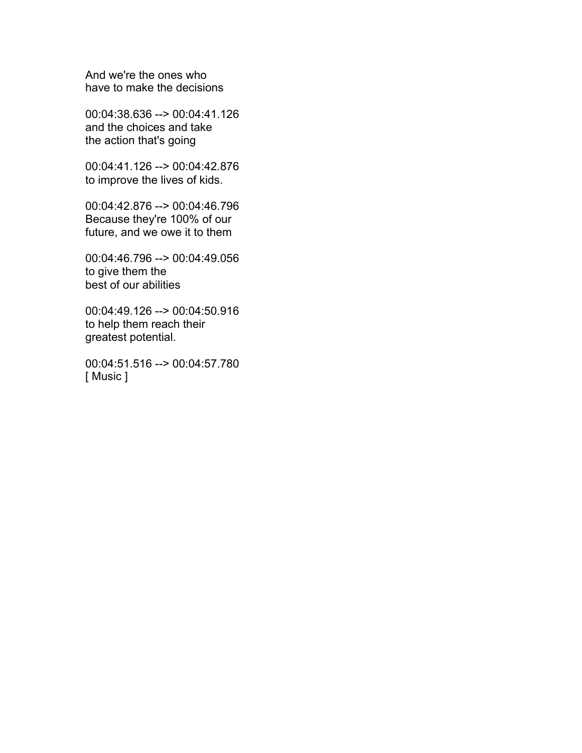And we're the ones who
have to make the decisions

00:04:38.636 --> 00:04:41.126
and the choices and take
the action that's going

00:04:41.126 --> 00:04:42.876
to improve the lives of kids.

00:04:42.876 --> 00:04:46.796
Because they're 100% of our
future, and we owe it to them

00:04:46.796 --> 00:04:49.056
to give them the
best of our abilities

00:04:49.126 --> 00:04:50.916
to help them reach their
greatest potential.

00:04:51.516 --> 00:04:57.780
[ Music ]